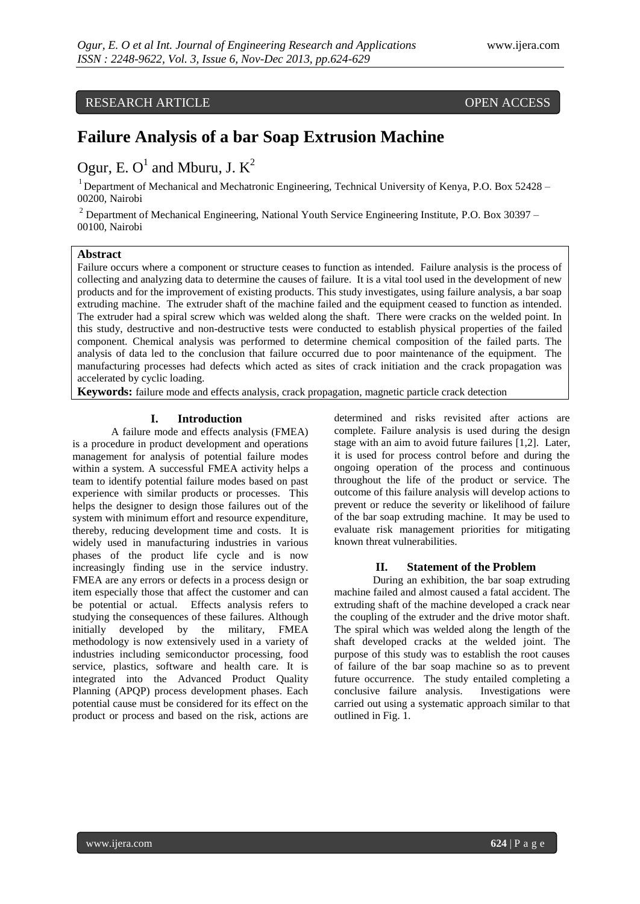RESEARCH ARTICLE OPEN ACCESS

# Failure Analysis of a bar Soap Extrusion Machine

Ogur, E. O[1] and Mburu, J. K[2]

[1] Department of Mechanical and Mechatronic Engineering, Technical University of Kenya, P.O. Box 52428 – 00200, Nairobi

[2] Department of Mechanical Engineering, National Youth Service Engineering Institute, P.O. Box 30397 – 00100, Nairobi

**Abstract**

Failure occurs where a component or structure ceases to function as intended. Failure analysis is the process of collecting and analyzing data to determine the causes of failure. It is a vital tool used in the development of new products and for the improvement of existing products. This study investigates, using failure analysis, a bar soap extruding machine. The extruder shaft of the machine failed and the equipment ceased to function as intended. The extruder had a spiral screw which was welded along the shaft. There were cracks on the welded point. In this study, destructive and non-destructive tests were conducted to establish physical properties of the failed component. Chemical analysis was performed to determine chemical composition of the failed parts. The analysis of data led to the conclusion that failure occurred due to poor maintenance of the equipment. The manufacturing processes had defects which acted as sites of crack initiation and the crack propagation was accelerated by cyclic loading.

**Keywords:** failure mode and effects analysis, crack propagation, magnetic particle crack detection

## I. Introduction

A failure mode and effects analysis (FMEA) is a procedure in product development and operations management for analysis of potential failure modes within a system. A successful FMEA activity helps a team to identify potential failure modes based on past experience with similar products or processes. This helps the designer to design those failures out of the system with minimum effort and resource expenditure, thereby, reducing development time and costs. It is widely used in manufacturing industries in various phases of the product life cycle and is now increasingly finding use in the service industry. FMEA are any errors or defects in a process design or item especially those that affect the customer and can be potential or actual. Effects analysis refers to studying the consequences of these failures. Although initially developed by the military, FMEA methodology is now extensively used in a variety of industries including semiconductor processing, food service, plastics, software and health care. It is integrated into the Advanced Product Quality Planning (APQP) process development phases. Each potential cause must be considered for its effect on the product or process and based on the risk, actions are determined and risks revisited after actions are complete. Failure analysis is used during the design stage with an aim to avoid future failures [1,2]. Later, it is used for process control before and during the ongoing operation of the process and continuous throughout the life of the product or service. The outcome of this failure analysis will develop actions to prevent or reduce the severity or likelihood of failure of the bar soap extruding machine. It may be used to evaluate risk management priorities for mitigating known threat vulnerabilities.

## II. Statement of the Problem

During an exhibition, the bar soap extruding machine failed and almost caused a fatal accident. The extruding shaft of the machine developed a crack near the coupling of the extruder and the drive motor shaft. The spiral which was welded along the length of the shaft developed cracks at the welded joint. The purpose of this study was to establish the root causes of failure of the bar soap machine so as to prevent future occurrence. The study entailed completing a conclusive failure analysis. Investigations were carried out using a systematic approach similar to that outlined in Fig. 1.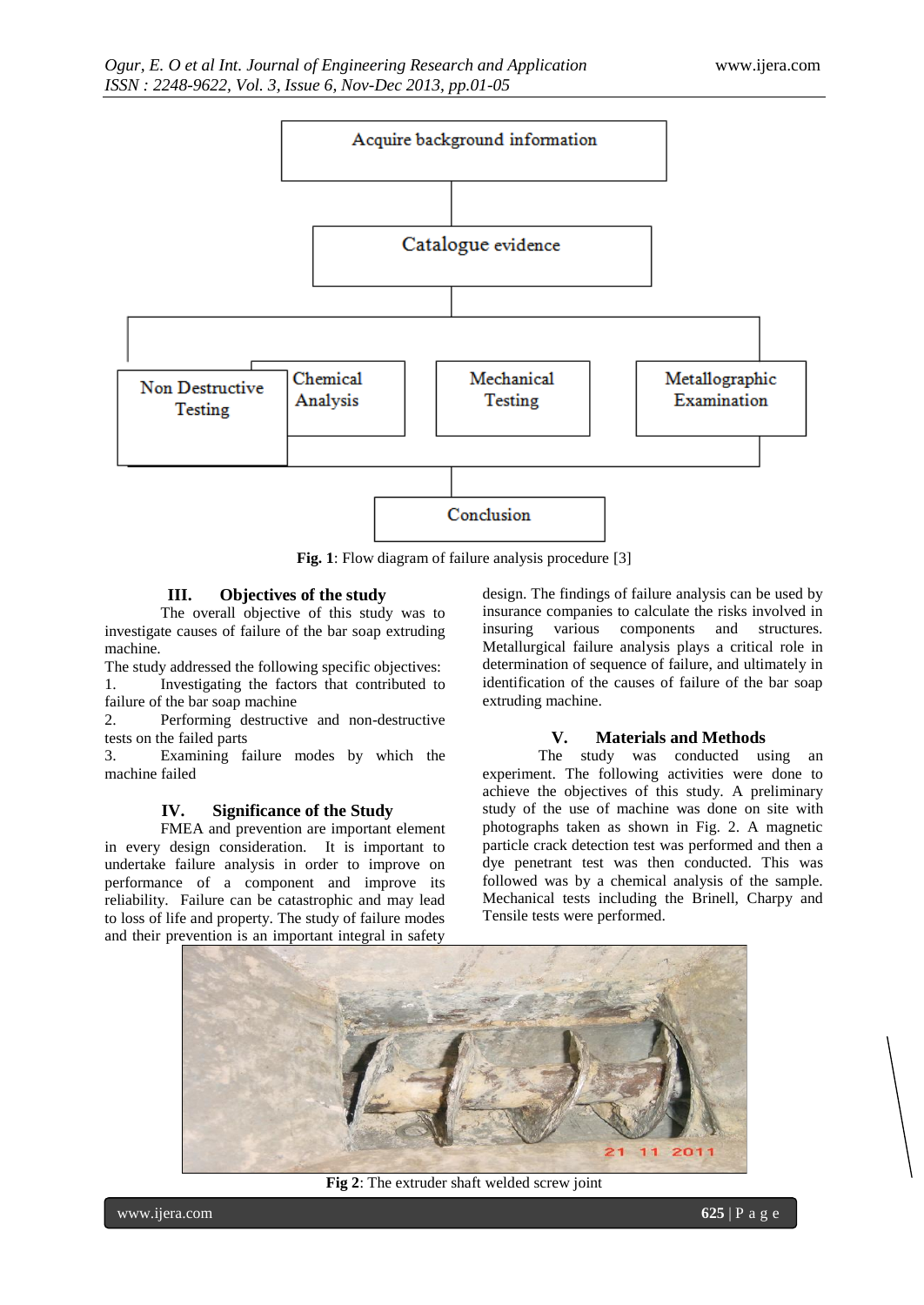Fig. 1: Flow diagram of failure analysis procedure [3]

## III. Objectives of the study

The overall objective of this study was to investigate causes of failure of the bar soap extruding machine.

The study addressed the following specific objectives:

1. Investigating the factors that contributed to failure of the bar soap machine
2. Performing destructive and non-destructive tests on the failed parts
3. Examining failure modes by which the machine failed

## IV. Significance of the Study

FMEA and prevention are important element in every design consideration. It is important to undertake failure analysis in order to improve on performance of a component and improve its reliability. Failure can be catastrophic and may lead to loss of life and property. The study of failure modes and their prevention is an important integral in safety design. The findings of failure analysis can be used by insurance companies to calculate the risks involved in insuring various components and structures. Metallurgical failure analysis plays a critical role in determination of sequence of failure, and ultimately in identification of the causes of failure of the bar soap extruding machine.

## V. Materials and Methods

The study was conducted using an experiment. The following activities were done to achieve the objectives of this study. A preliminary study of the use of machine was done on site with photographs taken as shown in Fig. 2. A magnetic particle crack detection test was performed and then a dye penetrant test was then conducted. This was followed was by a chemical analysis of the sample. Mechanical tests including the Brinell, Charpy and Tensile tests were performed.

**Fig 2**: The extruder shaft welded screw joint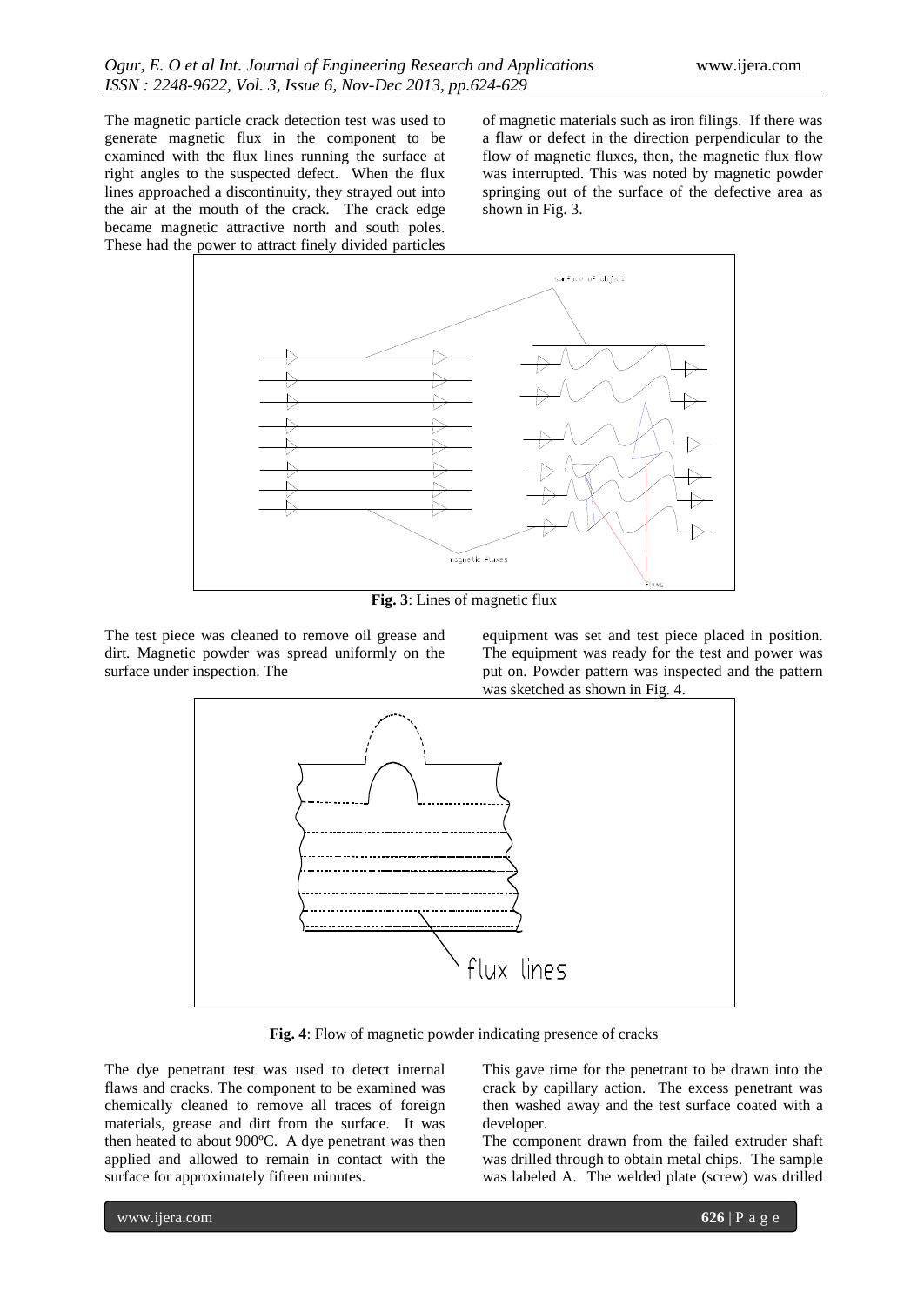The magnetic particle crack detection test was used to generate magnetic flux in the component to be examined with the flux lines running the surface at right angles to the suspected defect. When the flux lines approached a discontinuity, they strayed out into the air at the mouth of the crack. The crack edge became magnetic attractive north and south poles. These had the power to attract finely divided particles of magnetic materials such as iron filings. If there was a flaw or defect in the direction perpendicular to the flow of magnetic fluxes, then, the magnetic flux flow was interrupted. This was noted by magnetic powder springing out of the surface of the defective area as shown in Fig. 3.

**Fig. 3**: Lines of magnetic flux

The test piece was cleaned to remove oil grease and dirt. Magnetic powder was spread uniformly on the surface under inspection. The equipment was set and test piece placed in position. The equipment was ready for the test and power was put on. Powder pattern was inspected and the pattern was sketched as shown in Fig. 4.

**Fig. 4**: Flow of magnetic powder indicating presence of cracks

The dye penetrant test was used to detect internal flaws and cracks. The component to be examined was chemically cleaned to remove all traces of foreign materials, grease and dirt from the surface. It was then heated to about 900ºC. A dye penetrant was then applied and allowed to remain in contact with the surface for approximately fifteen minutes. This gave time for the penetrant to be drawn into the crack by capillary action. The excess penetrant was then washed away and the test surface coated with a developer.

The component drawn from the failed extruder shaft was drilled through to obtain metal chips. The sample was labeled A. The welded plate (screw) was drilled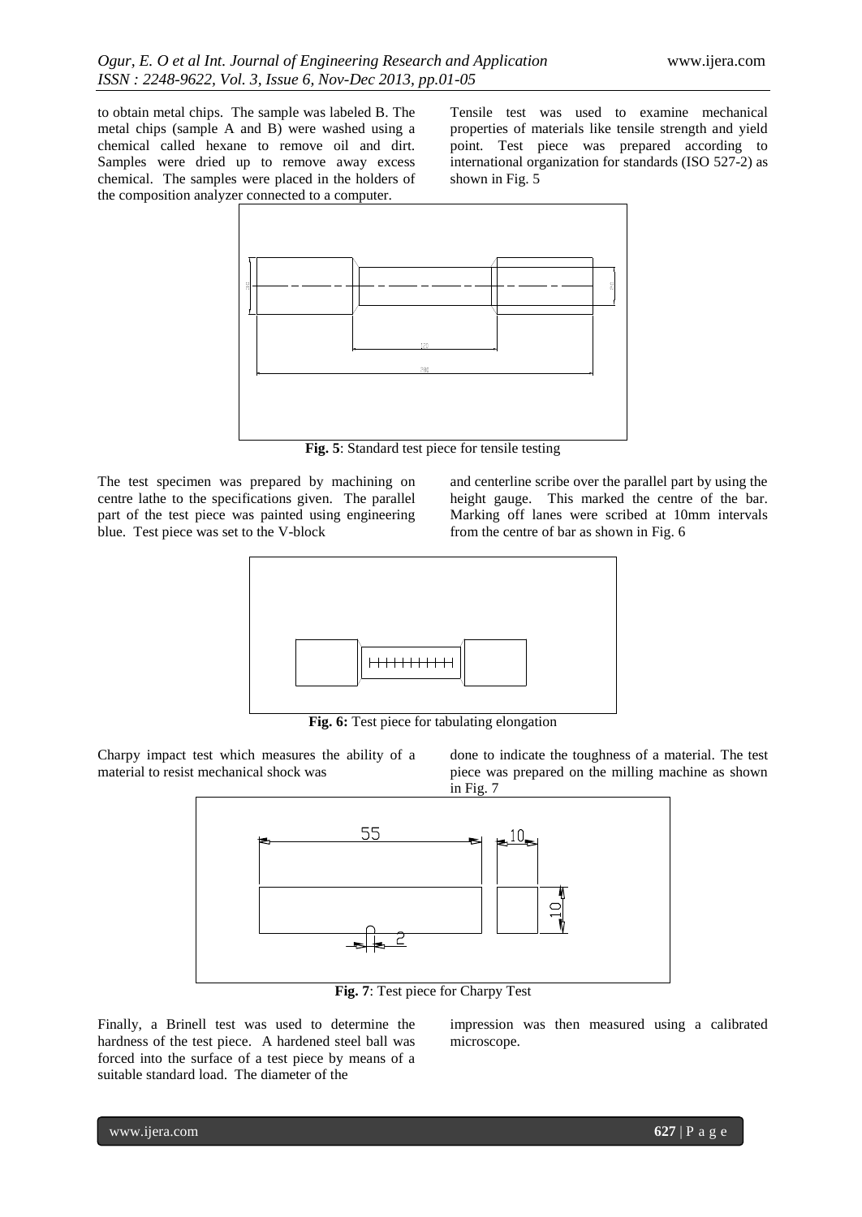to obtain metal chips. The sample was labeled B. The metal chips (sample A and B) were washed using a chemical called hexane to remove oil and dirt. Samples were dried up to remove away excess chemical. The samples were placed in the holders of the composition analyzer connected to a computer.

Tensile test was used to examine mechanical properties of materials like tensile strength and yield point. Test piece was prepared according to international organization for standards (ISO 527-2) as shown in Fig. 5

**Fig. 5**: Standard test piece for tensile testing

The test specimen was prepared by machining on centre lathe to the specifications given. The parallel part of the test piece was painted using engineering blue. Test piece was set to the V-block and centerline scribe over the parallel part by using the height gauge. This marked the centre of the bar. Marking off lanes were scribed at 10mm intervals from the centre of bar as shown in Fig. 6

**Fig. 6:** Test piece for tabulating elongation

Charpy impact test which measures the ability of a material to resist mechanical shock was done to indicate the toughness of a material. The test piece was prepared on the milling machine as shown in Fig. 7

**Fig. 7**: Test piece for Charpy Test

Finally, a Brinell test was used to determine the hardness of the test piece. A hardened steel ball was forced into the surface of a test piece by means of a suitable standard load. The diameter of the impression was then measured using a calibrated microscope.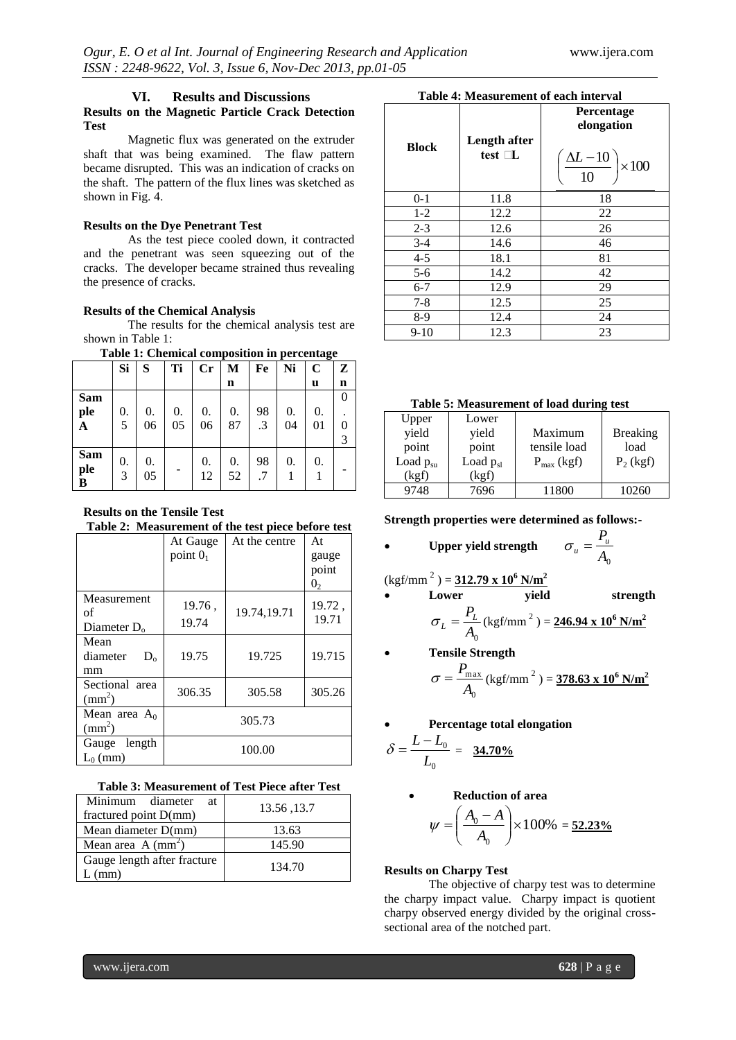## VI. Results and Discussions

**Results on the Magnetic Particle Crack Detection Test**

Magnetic flux was generated on the extruder shaft that was being examined. The flaw pattern became disrupted. This was an indication of cracks on the shaft. The pattern of the flux lines was sketched as shown in Fig. 4.

**Results on the Dye Penetrant Test**

As the test piece cooled down, it contracted and the penetrant was seen squeezing out of the cracks. The developer became strained thus revealing the presence of cracks.

**Results of the Chemical Analysis**

The results for the chemical analysis test are shown in Table 1:

**Table 1: Chemical composition in percentage**

| | Si | S | Ti | Cr | Mn | Fe | Ni | Cu | Zn |
|---|---|---|---|---|---|---|---|---|---|
| Sample A | 0.5 | 0.06 | 0.05 | 0.06 | 0.87 | 98.3 | 0.04 | 0.01 | 0.03 |
| Sample B | 0.3 | 0.05 | - | 0.12 | 0.52 | 98.7 | 0.1 | 0.1 | - |

**Results on the Tensile Test**

**Table 2: Measurement of the test piece before test**

| | At Gauge point $0_1$ | At the centre | At gauge point $0_2$ |
|---|---|---|---|
| Measurement of Diameter $D_o$ | 19.76, 19.74 | 19.74,19.71 | 19.72, 19.71 |
| Mean diameter $D_o$ mm | 19.75 | 19.725 | 19.715 |
| Sectional area ($mm^2$) | 306.35 | 305.58 | 305.26 |
| Mean area $A_0$ ($mm^2$) | 305.73 | | |
| Gauge length $L_0$ (mm) | 100.00 | | |

**Table 3: Measurement of Test Piece after Test**

| | |
|---|---|
| Minimum diameter at fractured point D(mm) | 13.56 ,13.7 |
| Mean diameter D(mm) | 13.63 |
| Mean area A ($mm^2$) | 145.90 |
| Gauge length after fracture L (mm) | 134.70 |

**Table 4: Measurement of each interval**

| Block | Length after test $\Delta L$ | Percentage elongation $\left(\frac{\Delta L - 10}{10}\right) \times 100$ |
|---|---|---|
| 0-1 | 11.8 | 18 |
| 1-2 | 12.2 | 22 |
| 2-3 | 12.6 | 26 |
| 3-4 | 14.6 | 46 |
| 4-5 | 18.1 | 81 |
| 5-6 | 14.2 | 42 |
| 6-7 | 12.9 | 29 |
| 7-8 | 12.5 | 25 |
| 8-9 | 12.4 | 24 |
| 9-10 | 12.3 | 23 |

**Table 5: Measurement of load during test**

| Upper yield point Load $p_{su}$ (kgf) | Lower yield point Load $p_{sl}$ (kgf) | Maximum tensile load $P_{max}$ (kgf) | Breaking load $P_2$ (kgf) |
|---|---|---|---|
| 9748 | 7696 | 11800 | 10260 |

**Strength properties were determined as follows:-**

- **Upper yield strength** $\sigma_u = \frac{P_u}{A_0}$ (kgf/mm$^2$) = **312.79 x 10$^6$ N/m$^2$**
- **Lower yield strength** $\sigma_L = \frac{P_L}{A_0}$ (kgf/mm$^2$) = **246.94 x 10$^6$ N/m$^2$**
- **Tensile Strength** $\sigma = \frac{P_{max}}{A_0}$ (kgf/mm$^2$) = **378.63 x 10$^6$ N/m$^2$**
- **Percentage total elongation**

$$\delta = \frac{L - L_0}{L_0} = \mathbf{34.70\%}$$

- **Reduction of area**

$$\psi = \left(\frac{A_0 - A}{A_0}\right) \times 100\% = \mathbf{52.23\%}$$

**Results on Charpy Test**

The objective of charpy test was to determine the charpy impact value. Charpy impact is quotient charpy observed energy divided by the original cross-sectional area of the notched part.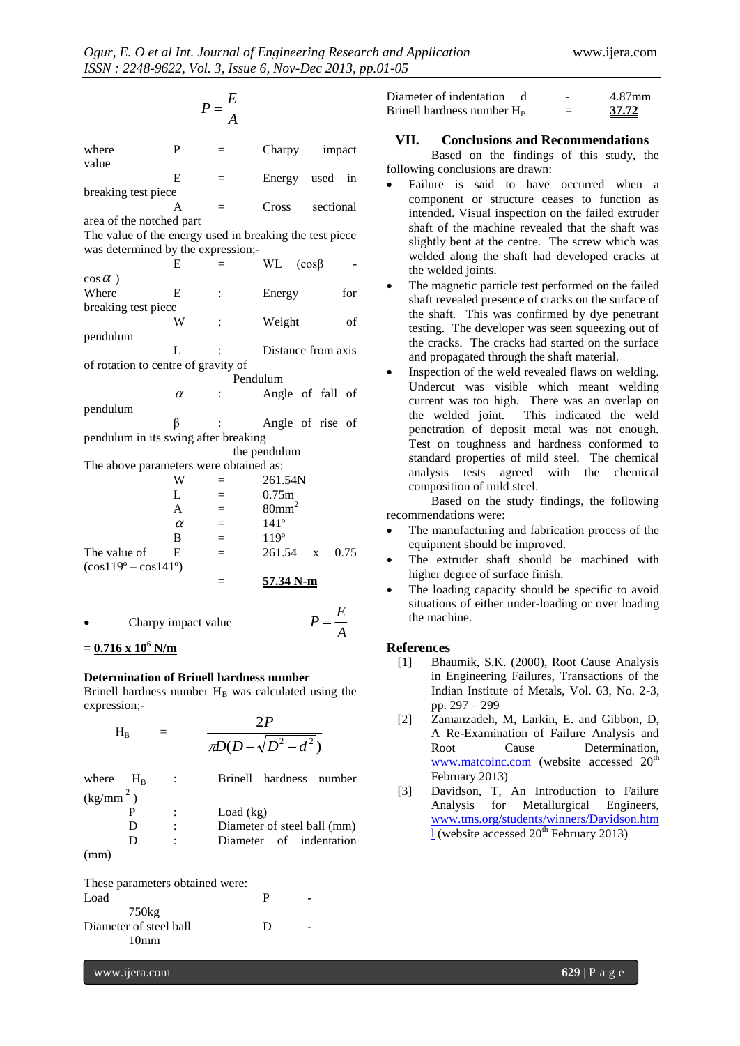$$P = \frac{E}{A}$$

where P = Charpy impact value

E = Energy used in breaking test piece

A = Cross sectional area of the notched part

The value of the energy used in breaking the test piece was determined by the expression;-

$$E = WL\ (\cos\beta - \cos\alpha)$$

Where E : Energy for breaking test piece

W : Weight of pendulum

L : Distance from axis of rotation to centre of gravity of Pendulum

$\alpha$ : Angle of fall of pendulum

β : Angle of rise of pendulum in its swing after breaking the pendulum

The above parameters were obtained as:

W = 261.54N

L = 0.75m

A = $80mm^2$

$\alpha$ = 141º

Β = 119º

The value of E = 261.54 x 0.75 (cos119º – cos141º)

= **57.34 N-m**

- Charpy impact value $P = \frac{E}{A}$

= **$0.716 \times 10^6$ N/m**

**Determination of Brinell hardness number**

Brinell hardness number $H_B$ was calculated using the expression;-

$$H_B = \frac{2P}{\pi D(D - \sqrt{D^2 - d^2})}$$

where $H_B$ : Brinell hardness number ($kg/mm^2$)

P : Load (kg)

D : Diameter of steel ball (mm)

D : Diameter of indentation (mm)

These parameters obtained were:

Load P - 750kg

Diameter of steel ball D - 10mm

Diameter of indentation d - 4.87mm

Brinell hardness number $H_B$ = **37.72**

## VII. Conclusions and Recommendations

Based on the findings of this study, the following conclusions are drawn:

- Failure is said to have occurred when a component or structure ceases to function as intended. Visual inspection on the failed extruder shaft of the machine revealed that the shaft was slightly bent at the centre. The screw which was welded along the shaft had developed cracks at the welded joints.
- The magnetic particle test performed on the failed shaft revealed presence of cracks on the surface of the shaft. This was confirmed by dye penetrant testing. The developer was seen squeezing out of the cracks. The cracks had started on the surface and propagated through the shaft material.
- Inspection of the weld revealed flaws on welding. Undercut was visible which meant welding current was too high. There was an overlap on the welded joint. This indicated the weld penetration of deposit metal was not enough. Test on toughness and hardness conformed to standard properties of mild steel. The chemical analysis tests agreed with the chemical composition of mild steel.

Based on the study findings, the following recommendations were:

- The manufacturing and fabrication process of the equipment should be improved.
- The extruder shaft should be machined with higher degree of surface finish.
- The loading capacity should be specific to avoid situations of either under-loading or over loading the machine.

## References

[1] Bhaumik, S.K. (2000), Root Cause Analysis in Engineering Failures, Transactions of the Indian Institute of Metals, Vol. 63, No. 2-3, pp. 297 – 299

[2] Zamanzadeh, M, Larkin, E. and Gibbon, D, A Re-Examination of Failure Analysis and Root Cause Determination, www.matcoinc.com (website accessed 20th February 2013)

[3] Davidson, T, An Introduction to Failure Analysis for Metallurgical Engineers, www.tms.org/students/winners/Davidson.html (website accessed 20th February 2013)